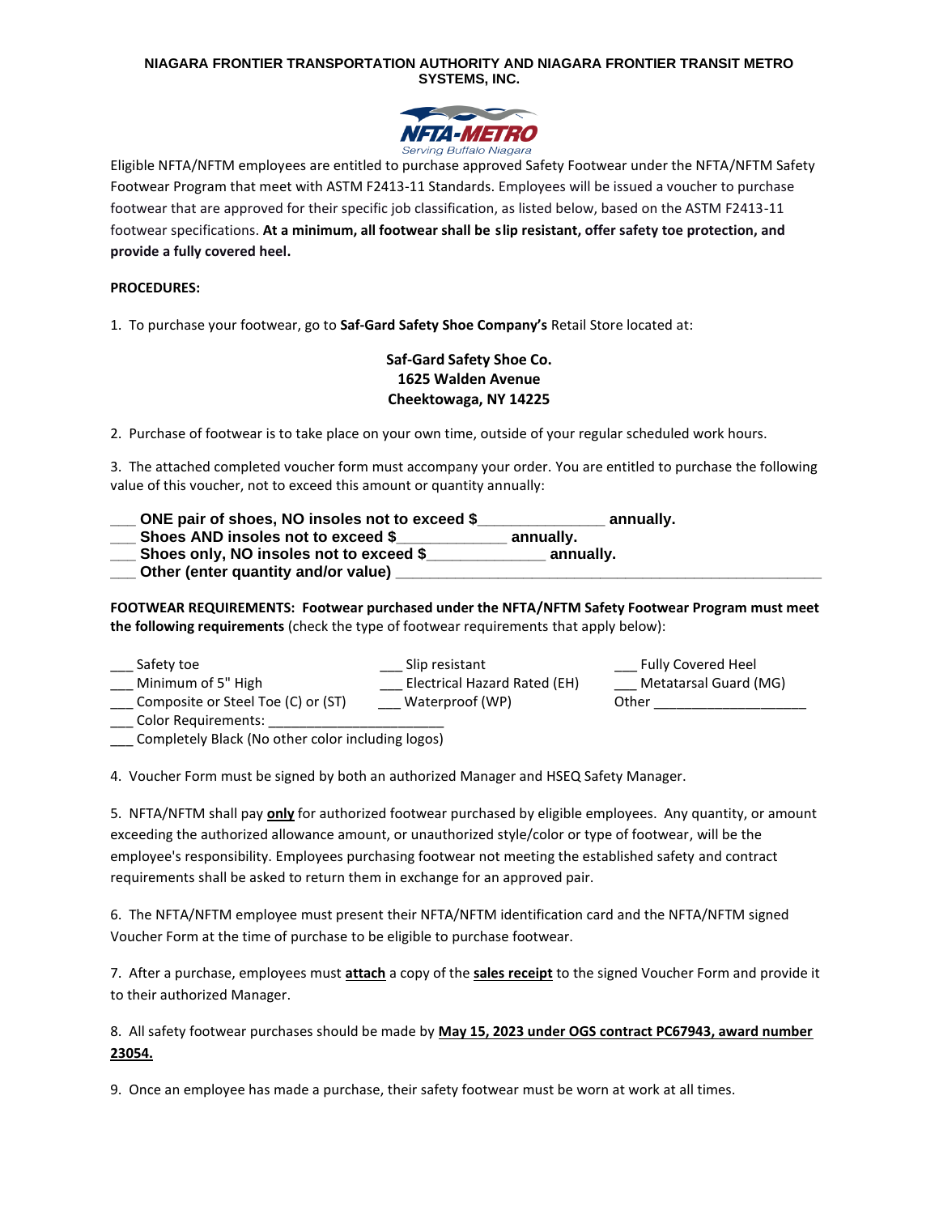**NIAGARA FRONTIER TRANSPORTATION AUTHORITY AND NIAGARA FRONTIER TRANSIT METRO SYSTEMS, INC.**

NFTA-METRO
Serving Buffalo Niagara

Eligible NFTA/NFTM employees are entitled to purchase approved Safety Footwear under the NFTA/NFTM Safety Footwear Program that meet with ASTM F2413-11 Standards. Employees will be issued a voucher to purchase footwear that are approved for their specific job classification, as listed below, based on the ASTM F2413-11 footwear specifications. **At a minimum, all footwear shall be slip resistant, offer safety toe protection, and provide a fully covered heel.**

**PROCEDURES:**

1. To purchase your footwear, go to **Saf-Gard Safety Shoe Company's** Retail Store located at:

**Saf-Gard Safety Shoe Co.**
**1625 Walden Avenue**
**Cheektowaga, NY 14225**

2. Purchase of footwear is to take place on your own time, outside of your regular scheduled work hours.

3. The attached completed voucher form must accompany your order. You are entitled to purchase the following value of this voucher, not to exceed this amount or quantity annually:

___ **ONE pair of shoes, NO insoles not to exceed $______________ annually.**
___ **Shoes AND insoles not to exceed $_____________ annually.**
___ **Shoes only, NO insoles not to exceed $_____________ annually.**
___ **Other (enter quantity and/or value) ____________________________________________**

**FOOTWEAR REQUIREMENTS: Footwear purchased under the NFTA/NFTM Safety Footwear Program must meet the following requirements** (check the type of footwear requirements that apply below):

___ Safety toe
___ Minimum of 5" High
___ Composite or Steel Toe (C) or (ST)
___ Color Requirements: ______________________
___ Completely Black (No other color including logos)
___ Slip resistant
___ Electrical Hazard Rated (EH)
___ Waterproof (WP)
___ Fully Covered Heel
___ Metatarsal Guard (MG)
Other ___________________

4. Voucher Form must be signed by both an authorized Manager and HSEQ Safety Manager.

5. NFTA/NFTM shall pay **only** for authorized footwear purchased by eligible employees. Any quantity, or amount exceeding the authorized allowance amount, or unauthorized style/color or type of footwear, will be the employee's responsibility. Employees purchasing footwear not meeting the established safety and contract requirements shall be asked to return them in exchange for an approved pair.

6. The NFTA/NFTM employee must present their NFTA/NFTM identification card and the NFTA/NFTM signed Voucher Form at the time of purchase to be eligible to purchase footwear.

7. After a purchase, employees must **attach** a copy of the **sales receipt** to the signed Voucher Form and provide it to their authorized Manager.

8. All safety footwear purchases should be made by **May 15, 2023 under OGS contract PC67943, award number 23054.**

9. Once an employee has made a purchase, their safety footwear must be worn at work at all times.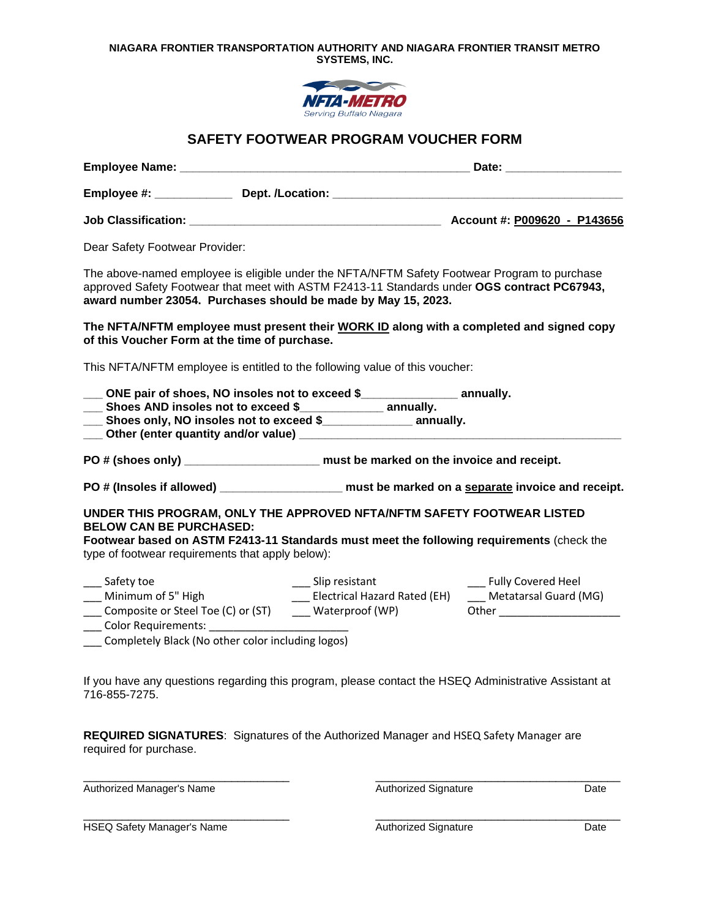**NIAGARA FRONTIER TRANSPORTATION AUTHORITY AND NIAGARA FRONTIER TRANSIT METRO SYSTEMS, INC.**

NFTA-METRO
Serving Buffalo Niagara

## SAFETY FOOTWEAR PROGRAM VOUCHER FORM

**Employee Name:** _____________________________________________ **Date:** _________________

**Employee #:** ____________ **Dept. /Location:** ____________________________________________

**Job Classification:** _______________________________________ **Account #:** **P009620 - P143656**

Dear Safety Footwear Provider:

The above-named employee is eligible under the NFTA/NFTM Safety Footwear Program to purchase approved Safety Footwear that meet with ASTM F2413-11 Standards under **OGS contract PC67943, award number 23054. Purchases should be made by May 15, 2023.**

**The NFTA/NFTM employee must present their WORK ID along with a completed and signed copy of this Voucher Form at the time of purchase.**

This NFTA/NFTM employee is entitled to the following value of this voucher:

**___ ONE pair of shoes, NO insoles not to exceed $______________ annually.**
**___ Shoes AND insoles not to exceed $____________ annually.**
**___ Shoes only, NO insoles not to exceed $_____________ annually.**
**___ Other (enter quantity and/or value)** ______________________________________________

**PO # (shoes only)** ____________________ **must be marked on the invoice and receipt.**

**PO # (Insoles if allowed)** __________________ **must be marked on a separate invoice and receipt.**

**UNDER THIS PROGRAM, ONLY THE APPROVED NFTA/NFTM SAFETY FOOTWEAR LISTED BELOW CAN BE PURCHASED:**
**Footwear based on ASTM F2413-11 Standards must meet the following requirements** (check the type of footwear requirements that apply below):

___ Safety toe
___ Minimum of 5" High
___ Composite or Steel Toe (C) or (ST)
___ Slip resistant
___ Electrical Hazard Rated (EH)
___ Waterproof (WP)
___ Fully Covered Heel
___ Metatarsal Guard (MG)
Other ___________________
___ Color Requirements: _____________________
___ Completely Black (No other color including logos)

If you have any questions regarding this program, please contact the HSEQ Administrative Assistant at 716-855-7275.

**REQUIRED SIGNATURES**: Signatures of the Authorized Manager and HSEQ Safety Manager are required for purchase.

________________________________ ______________________________________
Authorized Manager's Name Authorized Signature Date

________________________________ ______________________________________
HSEQ Safety Manager's Name Authorized Signature Date